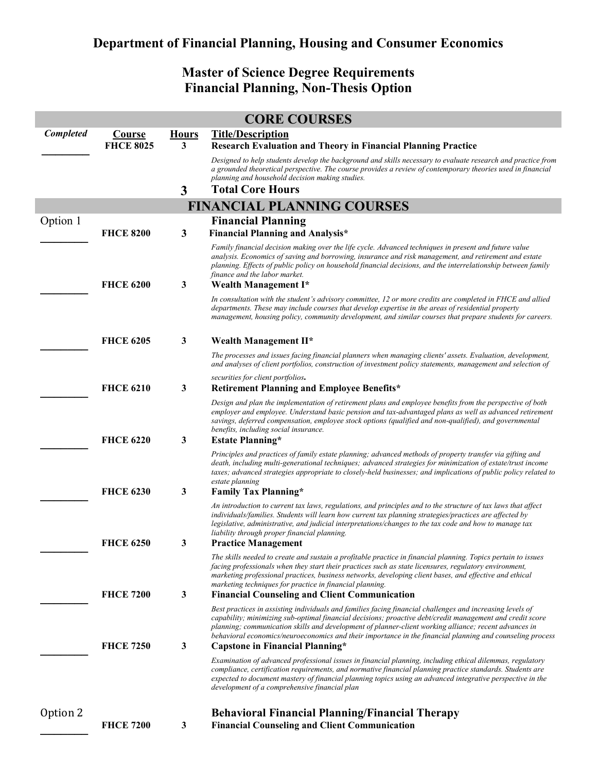# Department of Financial Planning, Housing and Consumer Economics

## Master of Science Degree Requirements
## Financial Planning, Non-Thesis Option

### CORE COURSES

| Completed | Course | Hours | Title/Description |
|---|---|---|---|
| ________ | FHCE 8025 | 3 | **Research Evaluation and Theory in Financial Planning Practice**<br>*Designed to help students develop the background and skills necessary to evaluate research and practice from a grounded theoretical perspective. The course provides a review of contemporary theories used in financial planning and household decision making studies.* |
| | | **3** | **Total Core Hours** |

### FINANCIAL PLANNING COURSES

**Option 1 — Financial Planning**

| Completed | Course | Hours | Title/Description |
|---|---|---|---|
| ________ | FHCE 8200 | 3 | **Financial Planning and Analysis***<br>*Family financial decision making over the life cycle. Advanced techniques in present and future value analysis. Economics of saving and borrowing, insurance and risk management, and retirement and estate planning. Effects of public policy on household financial decisions, and the interrelationship between family finance and the labor market.* |
| ________ | FHCE 6200 | 3 | **Wealth Management I***<br>*In consultation with the student's advisory committee, 12 or more credits are completed in FHCE and allied departments. These may include courses that develop expertise in the areas of residential property management, housing policy, community development, and similar courses that prepare students for careers.* |
| ________ | FHCE 6205 | 3 | **Wealth Management II***<br>*The processes and issues facing financial planners when managing clients' assets. Evaluation, development, and analyses of client portfolios, construction of investment policy statements, management and selection of securities for client portfolios.* |
| ________ | FHCE 6210 | 3 | **Retirement Planning and Employee Benefits***<br>*Design and plan the implementation of retirement plans and employee benefits from the perspective of both employer and employee. Understand basic pension and tax-advantaged plans as well as advanced retirement savings, deferred compensation, employee stock options (qualified and non-qualified), and governmental benefits, including social insurance.* |
| ________ | FHCE 6220 | 3 | **Estate Planning***<br>*Principles and practices of family estate planning; advanced methods of property transfer via gifting and death, including multi-generational techniques; advanced strategies for minimization of estate/trust income taxes; advanced strategies appropriate to closely-held businesses; and implications of public policy related to estate planning* |
| ________ | FHCE 6230 | 3 | **Family Tax Planning***<br>*An introduction to current tax laws, regulations, and principles and to the structure of tax laws that affect individuals/families. Students will learn how current tax planning strategies/practices are affected by legislative, administrative, and judicial interpretations/changes to the tax code and how to manage tax liability through proper financial planning.* |
| ________ | FHCE 6250 | 3 | **Practice Management**<br>*The skills needed to create and sustain a profitable practice in financial planning. Topics pertain to issues facing professionals when they start their practices such as state licensures, regulatory environment, marketing professional practices, business networks, developing client bases, and effective and ethical marketing techniques for practice in financial planning.* |
| ________ | FHCE 7200 | 3 | **Financial Counseling and Client Communication**<br>*Best practices in assisting individuals and families facing financial challenges and increasing levels of capability; minimizing sub-optimal financial decisions; proactive debt/credit management and credit score planning; communication skills and development of planner-client working alliance; recent advances in behavioral economics/neuroeconomics and their importance in the financial planning and counseling process* |
| ________ | FHCE 7250 | 3 | **Capstone in Financial Planning***<br>*Examination of advanced professional issues in financial planning, including ethical dilemmas, regulatory compliance, certification requirements, and normative financial planning practice standards. Students are expected to document mastery of financial planning topics using an advanced integrative perspective in the development of a comprehensive financial plan* |

**Option 2 — Behavioral Financial Planning/Financial Therapy**

| Completed | Course | Hours | Title/Description |
|---|---|---|---|
| ________ | FHCE 7200 | 3 | **Financial Counseling and Client Communication** |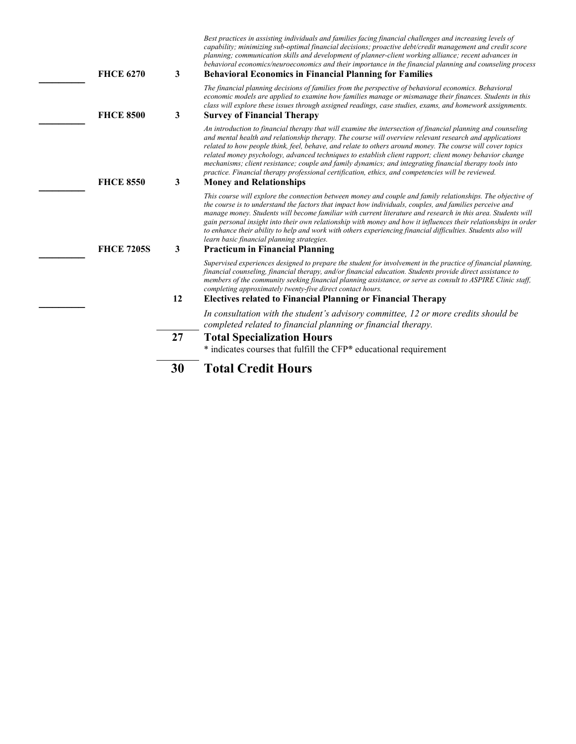*Best practices in assisting individuals and families facing financial challenges and increasing levels of capability; minimizing sub-optimal financial decisions; proactive debt/credit management and credit score planning; communication skills and development of planner-client working alliance; recent advances in behavioral economics/neuroeconomics and their importance in the financial planning and counseling process*

| | Course | Credits | Title |
|---|---|---|---|
| ________ | **FHCE 6270** | **3** | **Behavioral Economics in Financial Planning for Families** |

*The financial planning decisions of families from the perspective of behavioral economics. Behavioral economic models are applied to examine how families manage or mismanage their finances. Students in this class will explore these issues through assigned readings, case studies, exams, and homework assignments.*

| | Course | Credits | Title |
|---|---|---|---|
| ________ | **FHCE 8500** | **3** | **Survey of Financial Therapy** |

*An introduction to financial therapy that will examine the intersection of financial planning and counseling and mental health and relationship therapy. The course will overview relevant research and applications related to how people think, feel, behave, and relate to others around money. The course will cover topics related money psychology, advanced techniques to establish client rapport; client money behavior change mechanisms; client resistance; couple and family dynamics; and integrating financial therapy tools into practice. Financial therapy professional certification, ethics, and competencies will be reviewed.*

| | Course | Credits | Title |
|---|---|---|---|
| ________ | **FHCE 8550** | **3** | **Money and Relationships** |

*This course will explore the connection between money and couple and family relationships. The objective of the course is to understand the factors that impact how individuals, couples, and families perceive and manage money. Students will become familiar with current literature and research in this area. Students will gain personal insight into their own relationship with money and how it influences their relationships in order to enhance their ability to help and work with others experiencing financial difficulties. Students also will learn basic financial planning strategies.*

| | Course | Credits | Title |
|---|---|---|---|
| ________ | **FHCE 7205S** | **3** | **Practicum in Financial Planning** |

*Supervised experiences designed to prepare the student for involvement in the practice of financial planning, financial counseling, financial therapy, and/or financial education. Students provide direct assistance to members of the community seeking financial planning assistance, or serve as consult to ASPIRE Clinic staff, completing approximately twenty-five direct contact hours.*

| | Course | Credits | Title |
|---|---|---|---|
| ________ | | **12** | **Electives related to Financial Planning or Financial Therapy** |

*In consultation with the student's advisory committee, 12 or more credits should be completed related to financial planning or financial therapy.*

**27 Total Specialization Hours**

\* indicates courses that fulfill the CFP® educational requirement

## 30 Total Credit Hours